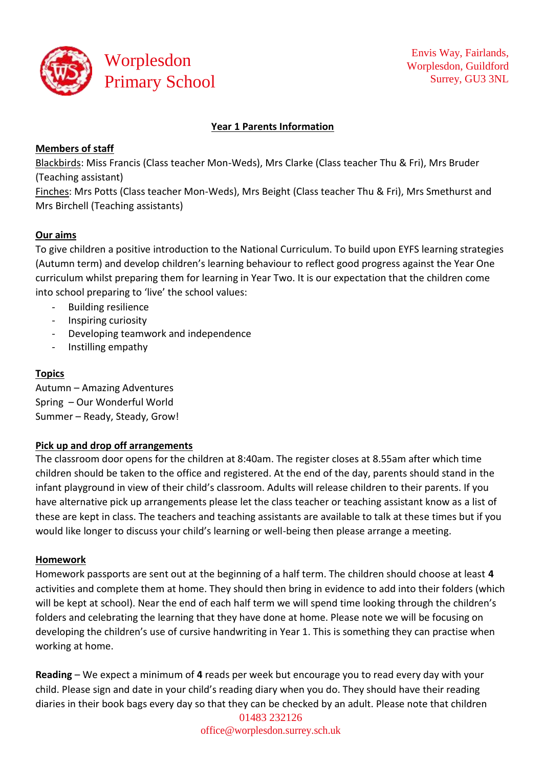# Worplesdon Primary School

Envis Way, Fairlands,
Worplesdon, Guildford
Surrey, GU3 3NL

## Year 1 Parents Information

### Members of staff

Blackbirds: Miss Francis (Class teacher Mon-Weds), Mrs Clarke (Class teacher Thu & Fri), Mrs Bruder (Teaching assistant)

Finches: Mrs Potts (Class teacher Mon-Weds), Mrs Beight (Class teacher Thu & Fri), Mrs Smethurst and Mrs Birchell (Teaching assistants)

### Our aims

To give children a positive introduction to the National Curriculum. To build upon EYFS learning strategies (Autumn term) and develop children's learning behaviour to reflect good progress against the Year One curriculum whilst preparing them for learning in Year Two. It is our expectation that the children come into school preparing to 'live' the school values:

- Building resilience
- Inspiring curiosity
- Developing teamwork and independence
- Instilling empathy

### Topics

Autumn – Amazing Adventures
Spring – Our Wonderful World
Summer – Ready, Steady, Grow!

### Pick up and drop off arrangements

The classroom door opens for the children at 8:40am. The register closes at 8.55am after which time children should be taken to the office and registered. At the end of the day, parents should stand in the infant playground in view of their child's classroom. Adults will release children to their parents. If you have alternative pick up arrangements please let the class teacher or teaching assistant know as a list of these are kept in class. The teachers and teaching assistants are available to talk at these times but if you would like longer to discuss your child's learning or well-being then please arrange a meeting.

### Homework

Homework passports are sent out at the beginning of a half term. The children should choose at least **4** activities and complete them at home. They should then bring in evidence to add into their folders (which will be kept at school). Near the end of each half term we will spend time looking through the children's folders and celebrating the learning that they have done at home. Please note we will be focusing on developing the children's use of cursive handwriting in Year 1. This is something they can practise when working at home.

**Reading** – We expect a minimum of **4** reads per week but encourage you to read every day with your child. Please sign and date in your child's reading diary when you do. They should have their reading diaries in their book bags every day so that they can be checked by an adult. Please note that children

01483 232126
office@worplesdon.surrey.sch.uk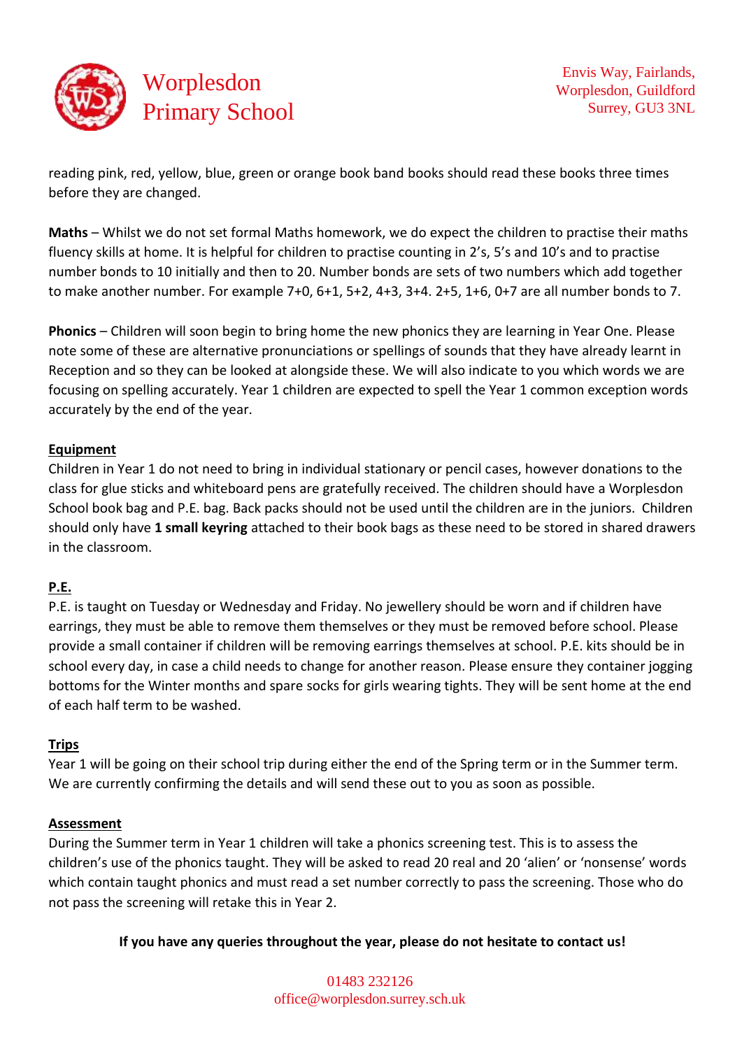reading pink, red, yellow, blue, green or orange book band books should read these books three times before they are changed.

**Maths** – Whilst we do not set formal Maths homework, we do expect the children to practise their maths fluency skills at home. It is helpful for children to practise counting in 2's, 5's and 10's and to practise number bonds to 10 initially and then to 20. Number bonds are sets of two numbers which add together to make another number. For example 7+0, 6+1, 5+2, 4+3, 3+4. 2+5, 1+6, 0+7 are all number bonds to 7.

**Phonics** – Children will soon begin to bring home the new phonics they are learning in Year One. Please note some of these are alternative pronunciations or spellings of sounds that they have already learnt in Reception and so they can be looked at alongside these. We will also indicate to you which words we are focusing on spelling accurately. Year 1 children are expected to spell the Year 1 common exception words accurately by the end of the year.

## Equipment

Children in Year 1 do not need to bring in individual stationary or pencil cases, however donations to the class for glue sticks and whiteboard pens are gratefully received. The children should have a Worplesdon School book bag and P.E. bag. Back packs should not be used until the children are in the juniors. Children should only have **1 small keyring** attached to their book bags as these need to be stored in shared drawers in the classroom.

## P.E.

P.E. is taught on Tuesday or Wednesday and Friday. No jewellery should be worn and if children have earrings, they must be able to remove them themselves or they must be removed before school. Please provide a small container if children will be removing earrings themselves at school. P.E. kits should be in school every day, in case a child needs to change for another reason. Please ensure they container jogging bottoms for the Winter months and spare socks for girls wearing tights. They will be sent home at the end of each half term to be washed.

## Trips

Year 1 will be going on their school trip during either the end of the Spring term or in the Summer term. We are currently confirming the details and will send these out to you as soon as possible.

## Assessment

During the Summer term in Year 1 children will take a phonics screening test. This is to assess the children's use of the phonics taught. They will be asked to read 20 real and 20 'alien' or 'nonsense' words which contain taught phonics and must read a set number correctly to pass the screening. Those who do not pass the screening will retake this in Year 2.

**If you have any queries throughout the year, please do not hesitate to contact us!**

01483 232126
office@worplesdon.surrey.sch.uk